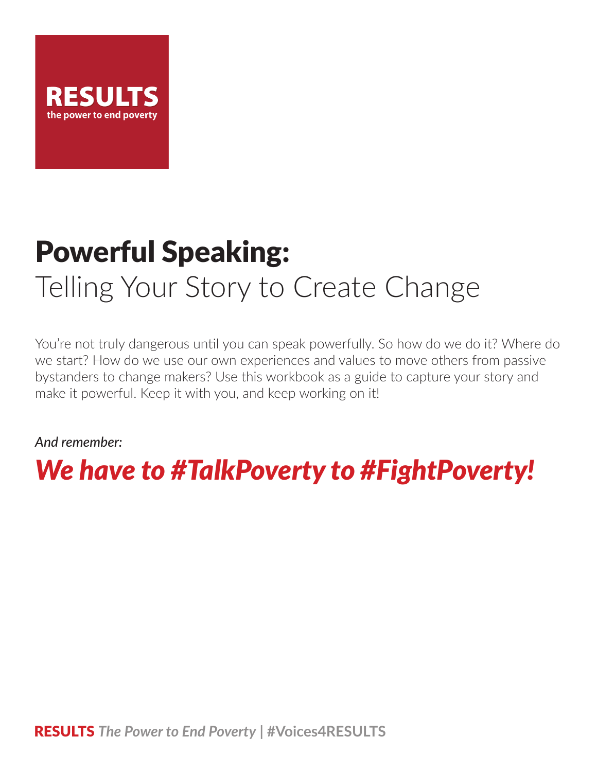RESULTS
the power to end poverty

# Powerful Speaking:
## Telling Your Story to Create Change

You're not truly dangerous until you can speak powerfully. So how do we do it? Where do we start? How do we use our own experiences and values to move others from passive bystanders to change makers? Use this workbook as a guide to capture your story and make it powerful. Keep it with you, and keep working on it!

*And remember:*

***We have to #TalkPoverty to #FightPoverty!***

**RESULTS** ***The Power to End Poverty* | #Voices4RESULTS**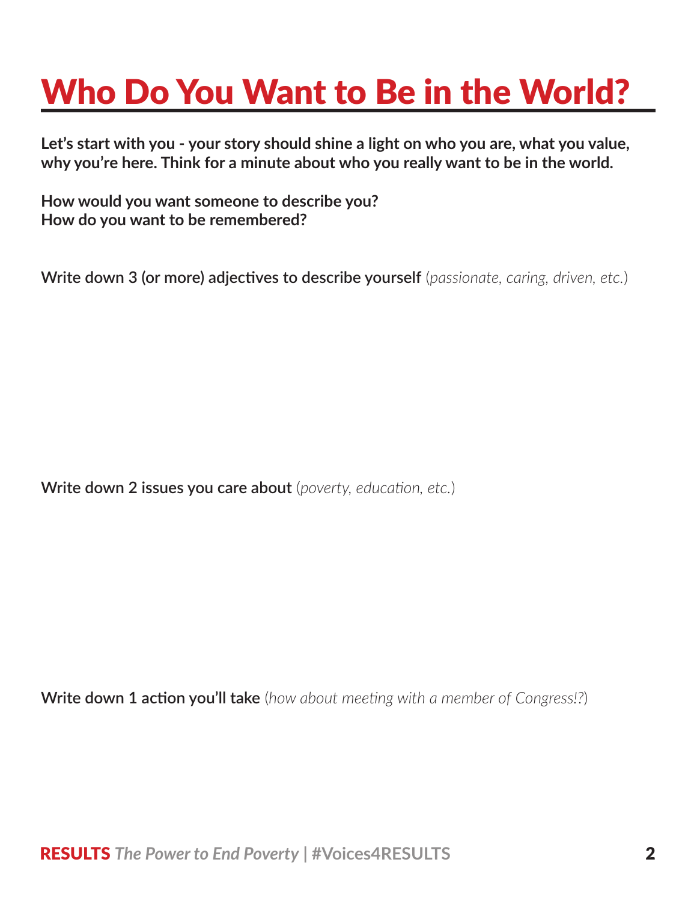# Who Do You Want to Be in the World?

**Let's start with you - your story should shine a light on who you are, what you value, why you're here. Think for a minute about who you really want to be in the world.**

**How would you want someone to describe you?**
**How do you want to be remembered?**

**Write down 3 (or more) adjectives to describe yourself** (*passionate, caring, driven, etc.*)

**Write down 2 issues you care about** (*poverty, education, etc.*)

**Write down 1 action you'll take** (*how about meeting with a member of Congress!?*)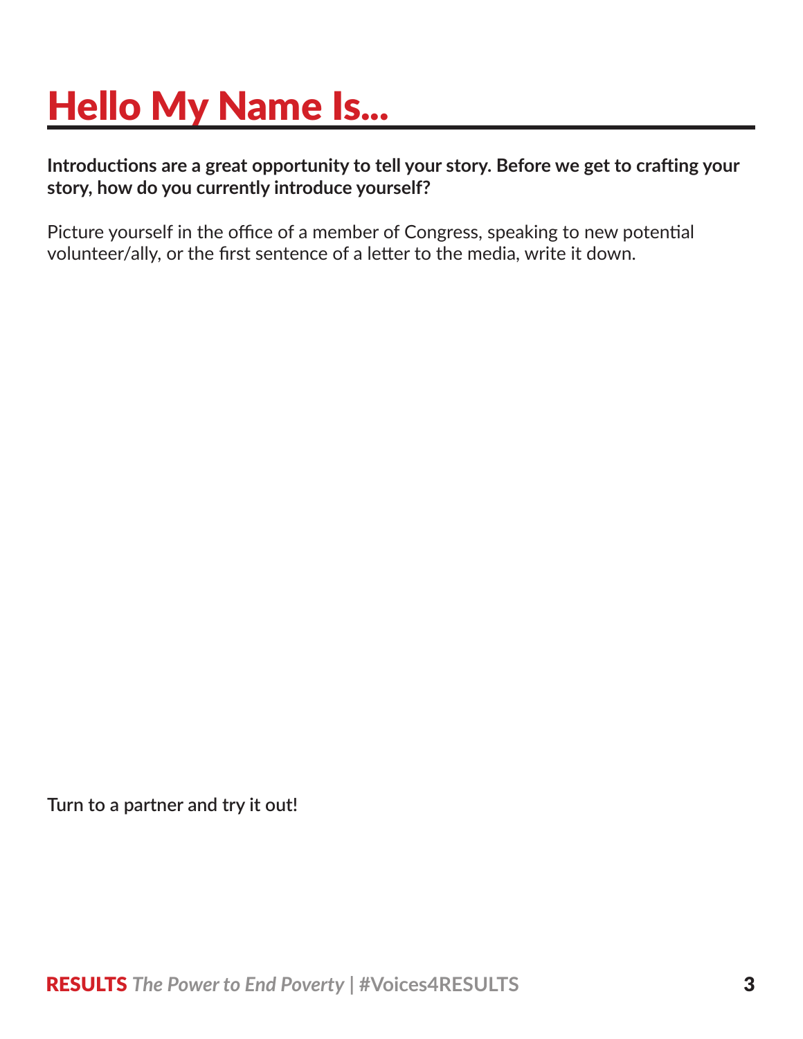# Hello My Name Is...

**Introductions are a great opportunity to tell your story. Before we get to crafting your story, how do you currently introduce yourself?**

Picture yourself in the office of a member of Congress, speaking to new potential volunteer/ally, or the first sentence of a letter to the media, write it down.

Turn to a partner and try it out!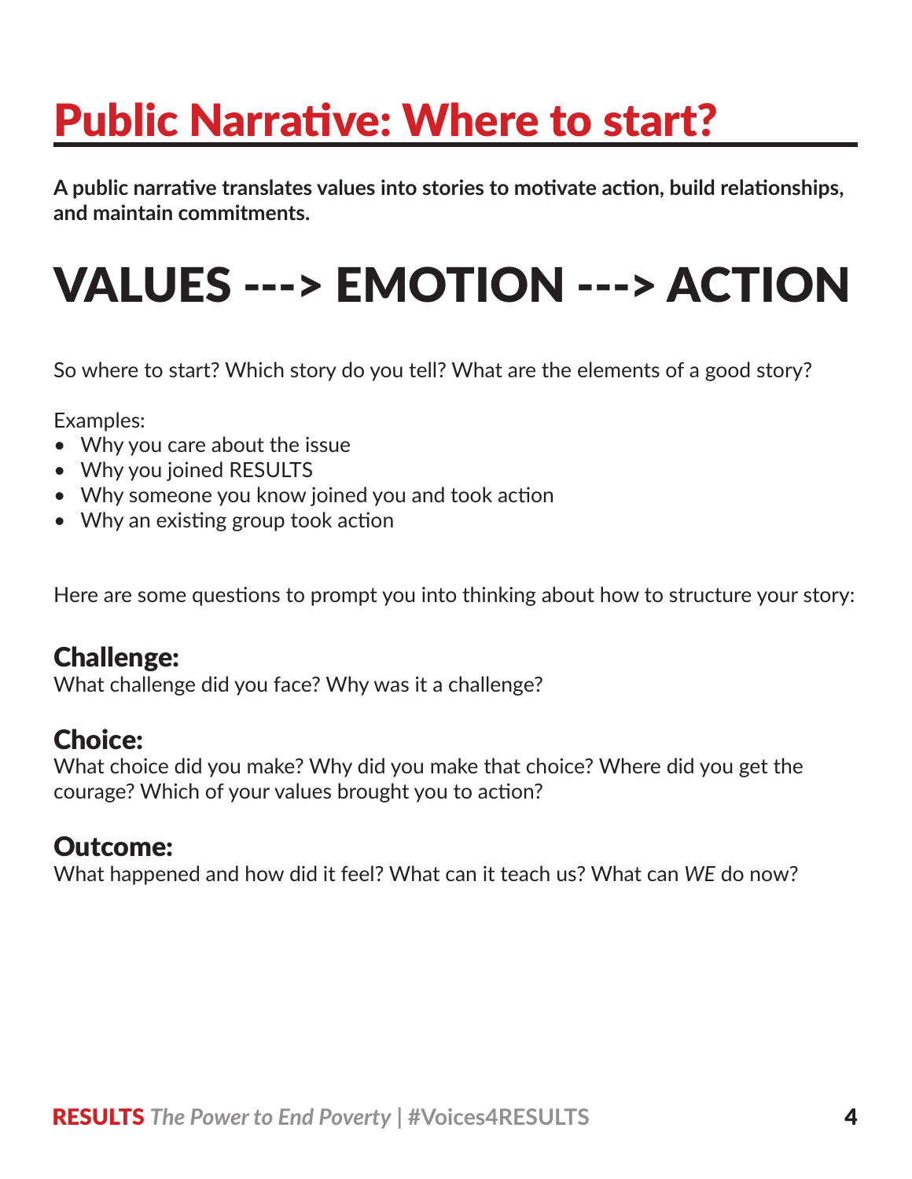# Public Narrative: Where to start?

**A public narrative translates values into stories to motivate action, build relationships, and maintain commitments.**

## VALUES ---> EMOTION ---> ACTION

So where to start? Which story do you tell? What are the elements of a good story?

Examples:

- Why you care about the issue
- Why you joined RESULTS
- Why someone you know joined you and took action
- Why an existing group took action

Here are some questions to prompt you into thinking about how to structure your story:

### Challenge:

What challenge did you face? Why was it a challenge?

### Choice:

What choice did you make? Why did you make that choice? Where did you get the courage? Which of your values brought you to action?

### Outcome:

What happened and how did it feel? What can it teach us? What can *WE* do now?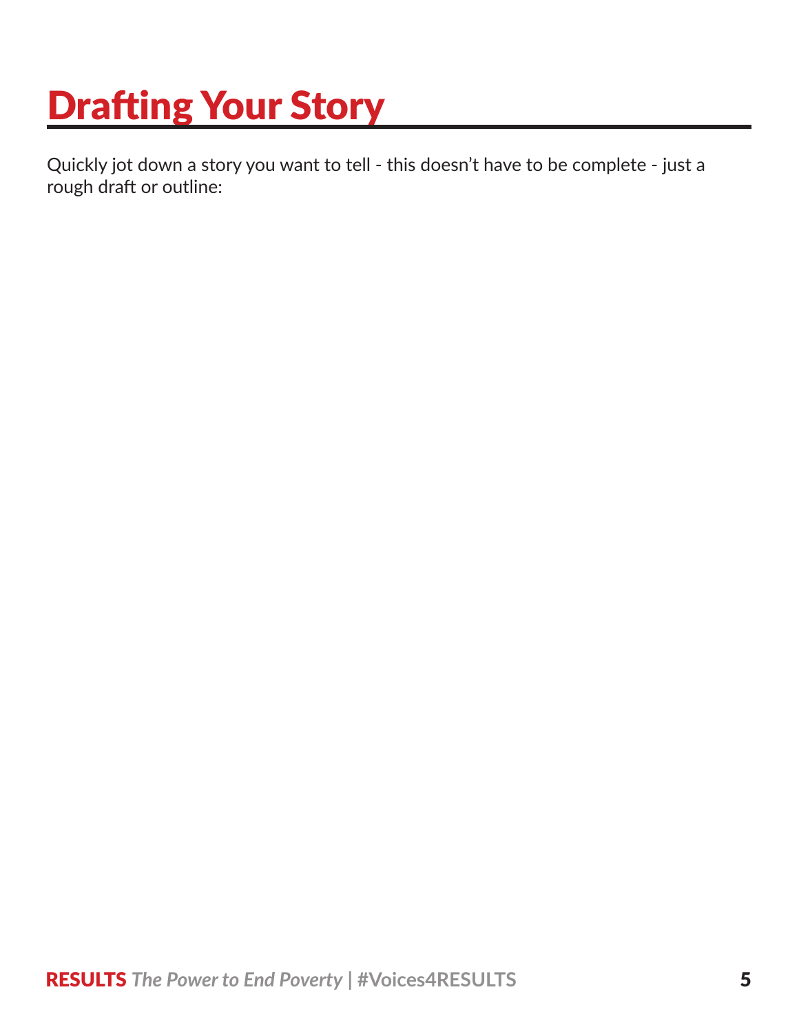# Drafting Your Story

Quickly jot down a story you want to tell - this doesn't have to be complete - just a rough draft or outline: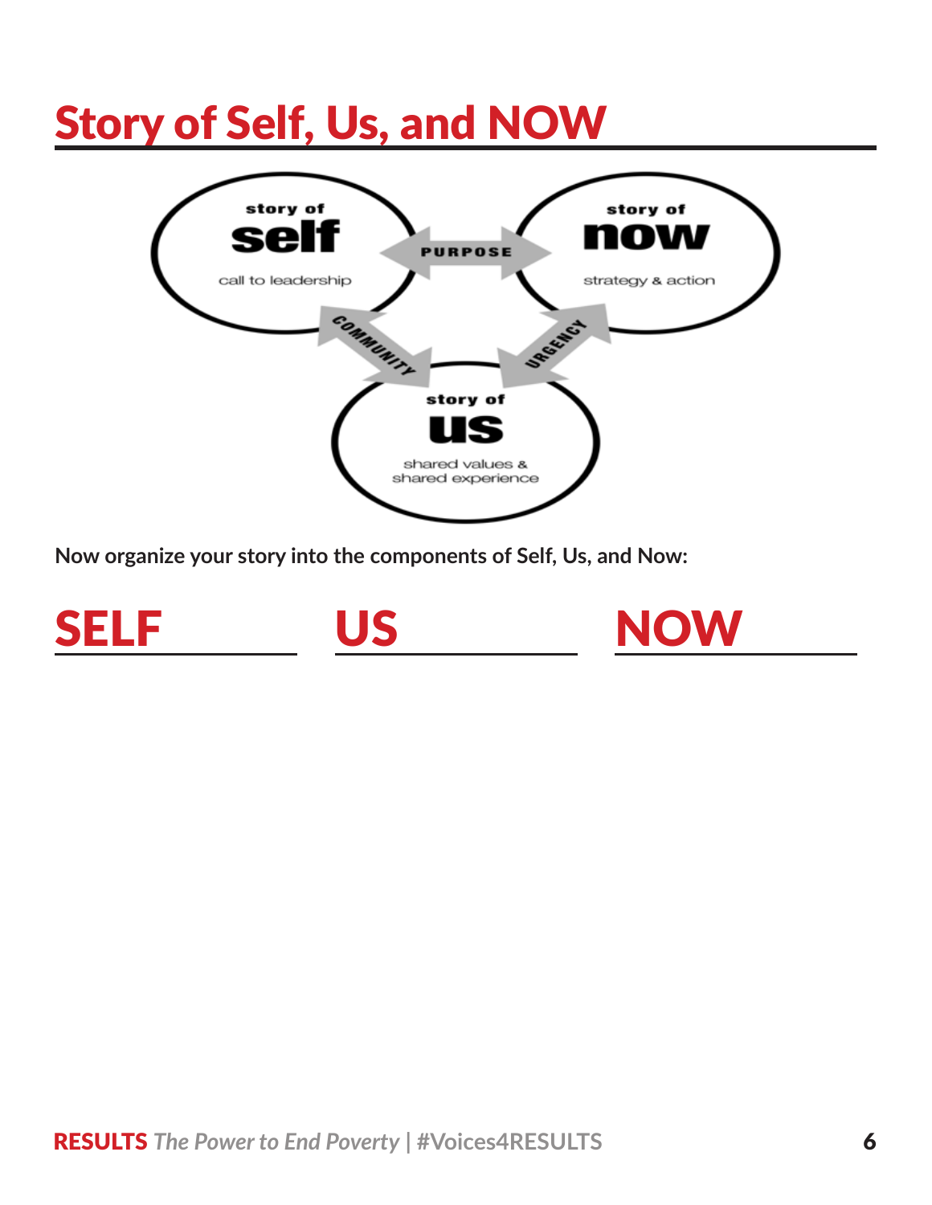# Story of Self, Us, and NOW

story of
self
call to leadership

PURPOSE

story of
now
strategy & action

COMMUNITY

URGENCY

story of
us
shared values &
shared experience

**Now organize your story into the components of Self, Us, and Now:**

## SELF

## US

## NOW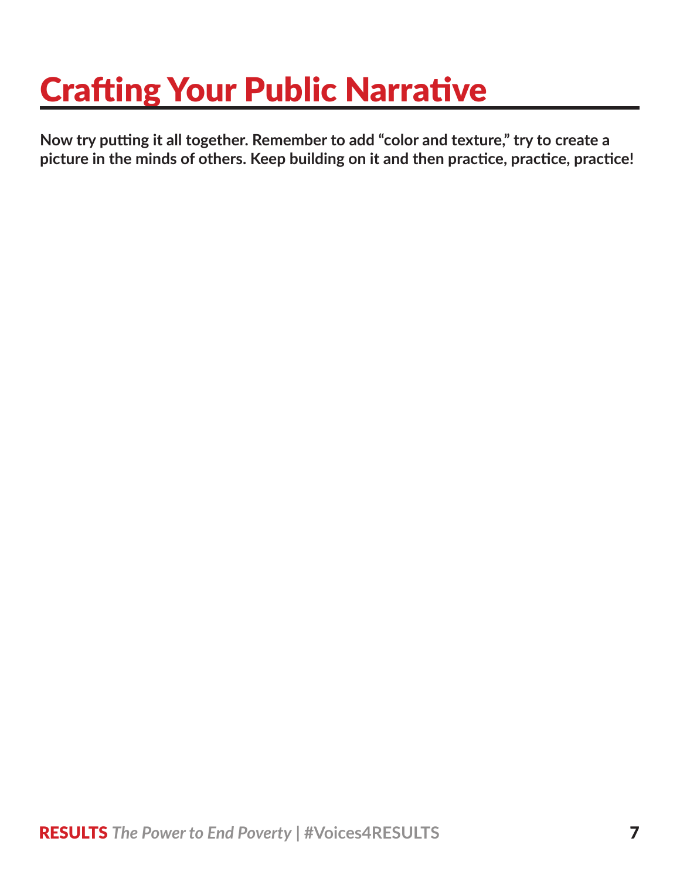# Crafting Your Public Narrative

**Now try putting it all together. Remember to add "color and texture," try to create a picture in the minds of others. Keep building on it and then practice, practice, practice!**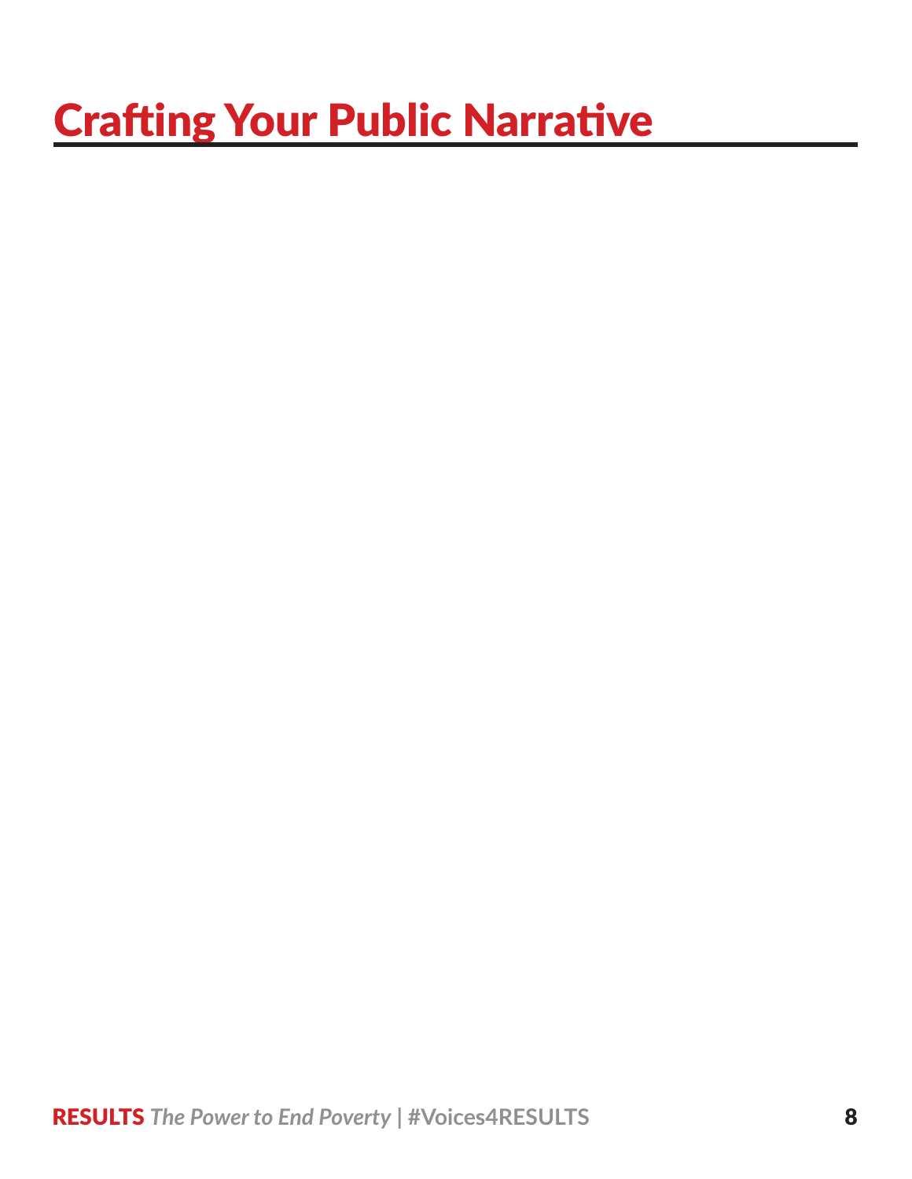# Crafting Your Public Narrative